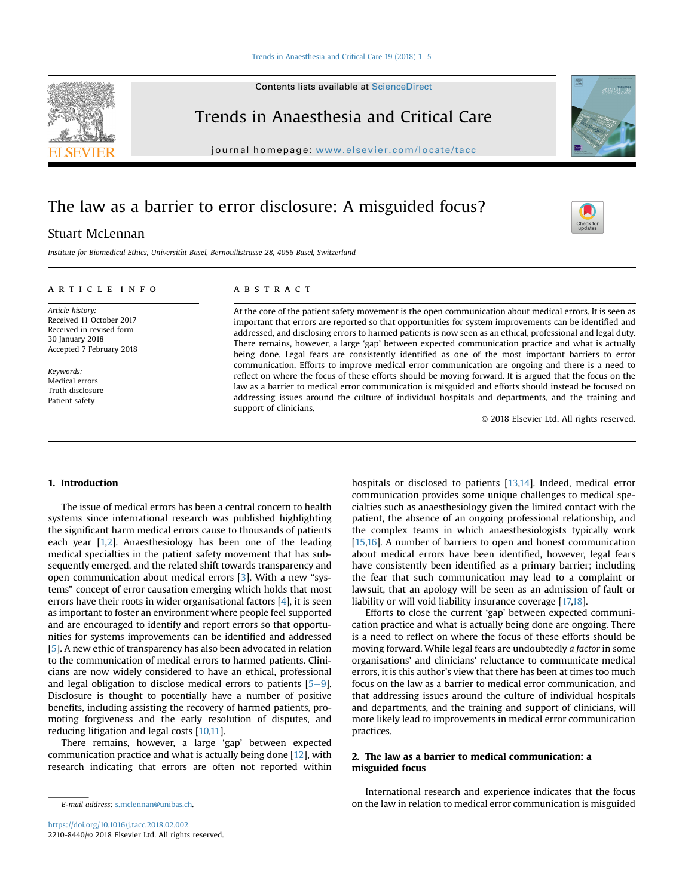# The law as a barrier to error disclosure: A misguided focus?

Stuart McLennan

*Institute for Biomedical Ethics, Universität Basel, Bernoullistrasse 28, 4056 Basel, Switzerland*

**ARTICLE INFO**

*Article history:*
Received 11 October 2017
Received in revised form
30 January 2018
Accepted 7 February 2018

*Keywords:*
Medical errors
Truth disclosure
Patient safety

**ABSTRACT**

At the core of the patient safety movement is the open communication about medical errors. It is seen as important that errors are reported so that opportunities for system improvements can be identified and addressed, and disclosing errors to harmed patients is now seen as an ethical, professional and legal duty. There remains, however, a large 'gap' between expected communication practice and what is actually being done. Legal fears are consistently identified as one of the most important barriers to error communication. Efforts to improve medical error communication are ongoing and there is a need to reflect on where the focus of these efforts should be moving forward. It is argued that the focus on the law as a barrier to medical error communication is misguided and efforts should instead be focused on addressing issues around the culture of individual hospitals and departments, and the training and support of clinicians.

© 2018 Elsevier Ltd. All rights reserved.

## 1. Introduction

The issue of medical errors has been a central concern to health systems since international research was published highlighting the significant harm medical errors cause to thousands of patients each year [1,2]. Anaesthesiology has been one of the leading medical specialties in the patient safety movement that has subsequently emerged, and the related shift towards transparency and open communication about medical errors [3]. With a new "systems" concept of error causation emerging which holds that most errors have their roots in wider organisational factors [4], it is seen as important to foster an environment where people feel supported and are encouraged to identify and report errors so that opportunities for systems improvements can be identified and addressed [5]. A new ethic of transparency has also been advocated in relation to the communication of medical errors to harmed patients. Clinicians are now widely considered to have an ethical, professional and legal obligation to disclose medical errors to patients [5–9]. Disclosure is thought to potentially have a number of positive benefits, including assisting the recovery of harmed patients, promoting forgiveness and the early resolution of disputes, and reducing litigation and legal costs [10,11].

There remains, however, a large 'gap' between expected communication practice and what is actually being done [12], with research indicating that errors are often not reported within hospitals or disclosed to patients [13,14]. Indeed, medical error communication provides some unique challenges to medical specialties such as anaesthesiology given the limited contact with the patient, the absence of an ongoing professional relationship, and the complex teams in which anaesthesiologists typically work [15,16]. A number of barriers to open and honest communication about medical errors have been identified, however, legal fears have consistently been identified as a primary barrier; including the fear that such communication may lead to a complaint or lawsuit, that an apology will be seen as an admission of fault or liability or will void liability insurance coverage [17,18].

Efforts to close the current 'gap' between expected communication practice and what is actually being done are ongoing. There is a need to reflect on where the focus of these efforts should be moving forward. While legal fears are undoubtedly *a factor* in some organisations' and clinicians' reluctance to communicate medical errors, it is this author's view that there has been at times too much focus on the law as a barrier to medical error communication, and that addressing issues around the culture of individual hospitals and departments, and the training and support of clinicians, will more likely lead to improvements in medical error communication practices.

## 2. The law as a barrier to medical communication: a misguided focus

International research and experience indicates that the focus on the law in relation to medical error communication is misguided

*E-mail address:* s.mclennan@unibas.ch.

https://doi.org/10.1016/j.tacc.2018.02.002
2210-8440/© 2018 Elsevier Ltd. All rights reserved.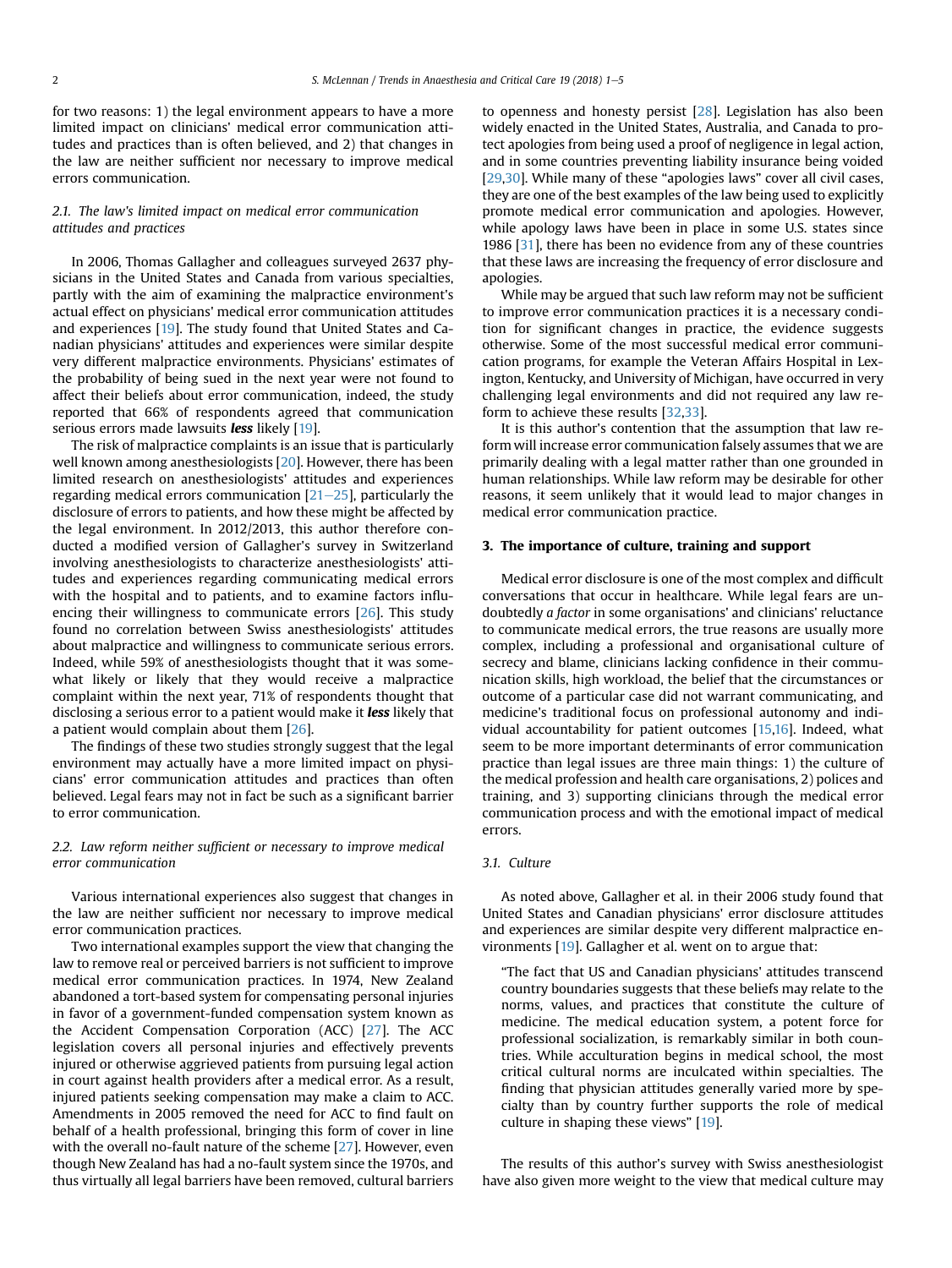for two reasons: 1) the legal environment appears to have a more limited impact on clinicians' medical error communication attitudes and practices than is often believed, and 2) that changes in the law are neither sufficient nor necessary to improve medical errors communication.

### 2.1. The law's limited impact on medical error communication attitudes and practices

In 2006, Thomas Gallagher and colleagues surveyed 2637 physicians in the United States and Canada from various specialties, partly with the aim of examining the malpractice environment's actual effect on physicians' medical error communication attitudes and experiences [19]. The study found that United States and Canadian physicians' attitudes and experiences were similar despite very different malpractice environments. Physicians' estimates of the probability of being sued in the next year were not found to affect their beliefs about error communication, indeed, the study reported that 66% of respondents agreed that communication serious errors made lawsuits ***less*** likely [19].

The risk of malpractice complaints is an issue that is particularly well known among anesthesiologists [20]. However, there has been limited research on anesthesiologists' attitudes and experiences regarding medical errors communication [21–25], particularly the disclosure of errors to patients, and how these might be affected by the legal environment. In 2012/2013, this author therefore conducted a modified version of Gallagher's survey in Switzerland involving anesthesiologists to characterize anesthesiologists' attitudes and experiences regarding communicating medical errors with the hospital and to patients, and to examine factors influencing their willingness to communicate errors [26]. This study found no correlation between Swiss anesthesiologists' attitudes about malpractice and willingness to communicate serious errors. Indeed, while 59% of anesthesiologists thought that it was somewhat likely or likely that they would receive a malpractice complaint within the next year, 71% of respondents thought that disclosing a serious error to a patient would make it ***less*** likely that a patient would complain about them [26].

The findings of these two studies strongly suggest that the legal environment may actually have a more limited impact on physicians' error communication attitudes and practices than often believed. Legal fears may not in fact be such as a significant barrier to error communication.

### 2.2. Law reform neither sufficient or necessary to improve medical error communication

Various international experiences also suggest that changes in the law are neither sufficient nor necessary to improve medical error communication practices.

Two international examples support the view that changing the law to remove real or perceived barriers is not sufficient to improve medical error communication practices. In 1974, New Zealand abandoned a tort-based system for compensating personal injuries in favor of a government-funded compensation system known as the Accident Compensation Corporation (ACC) [27]. The ACC legislation covers all personal injuries and effectively prevents injured or otherwise aggrieved patients from pursuing legal action in court against health providers after a medical error. As a result, injured patients seeking compensation may make a claim to ACC. Amendments in 2005 removed the need for ACC to find fault on behalf of a health professional, bringing this form of cover in line with the overall no-fault nature of the scheme [27]. However, even though New Zealand has had a no-fault system since the 1970s, and thus virtually all legal barriers have been removed, cultural barriers to openness and honesty persist [28]. Legislation has also been widely enacted in the United States, Australia, and Canada to protect apologies from being used a proof of negligence in legal action, and in some countries preventing liability insurance being voided [29,30]. While many of these "apologies laws" cover all civil cases, they are one of the best examples of the law being used to explicitly promote medical error communication and apologies. However, while apology laws have been in place in some U.S. states since 1986 [31], there has been no evidence from any of these countries that these laws are increasing the frequency of error disclosure and apologies.

While may be argued that such law reform may not be sufficient to improve error communication practices it is a necessary condition for significant changes in practice, the evidence suggests otherwise. Some of the most successful medical error communication programs, for example the Veteran Affairs Hospital in Lexington, Kentucky, and University of Michigan, have occurred in very challenging legal environments and did not required any law reform to achieve these results [32,33].

It is this author's contention that the assumption that law reform will increase error communication falsely assumes that we are primarily dealing with a legal matter rather than one grounded in human relationships. While law reform may be desirable for other reasons, it seem unlikely that it would lead to major changes in medical error communication practice.

## 3. The importance of culture, training and support

Medical error disclosure is one of the most complex and difficult conversations that occur in healthcare. While legal fears are undoubtedly *a factor* in some organisations' and clinicians' reluctance to communicate medical errors, the true reasons are usually more complex, including a professional and organisational culture of secrecy and blame, clinicians lacking confidence in their communication skills, high workload, the belief that the circumstances or outcome of a particular case did not warrant communicating, and medicine's traditional focus on professional autonomy and individual accountability for patient outcomes [15,16]. Indeed, what seem to be more important determinants of error communication practice than legal issues are three main things: 1) the culture of the medical profession and health care organisations, 2) polices and training, and 3) supporting clinicians through the medical error communication process and with the emotional impact of medical errors.

### 3.1. Culture

As noted above, Gallagher et al. in their 2006 study found that United States and Canadian physicians' error disclosure attitudes and experiences are similar despite very different malpractice environments [19]. Gallagher et al. went on to argue that:

> "The fact that US and Canadian physicians' attitudes transcend country boundaries suggests that these beliefs may relate to the norms, values, and practices that constitute the culture of medicine. The medical education system, a potent force for professional socialization, is remarkably similar in both countries. While acculturation begins in medical school, the most critical cultural norms are inculcated within specialties. The finding that physician attitudes generally varied more by specialty than by country further supports the role of medical culture in shaping these views" [19].

The results of this author's survey with Swiss anesthesiologist have also given more weight to the view that medical culture may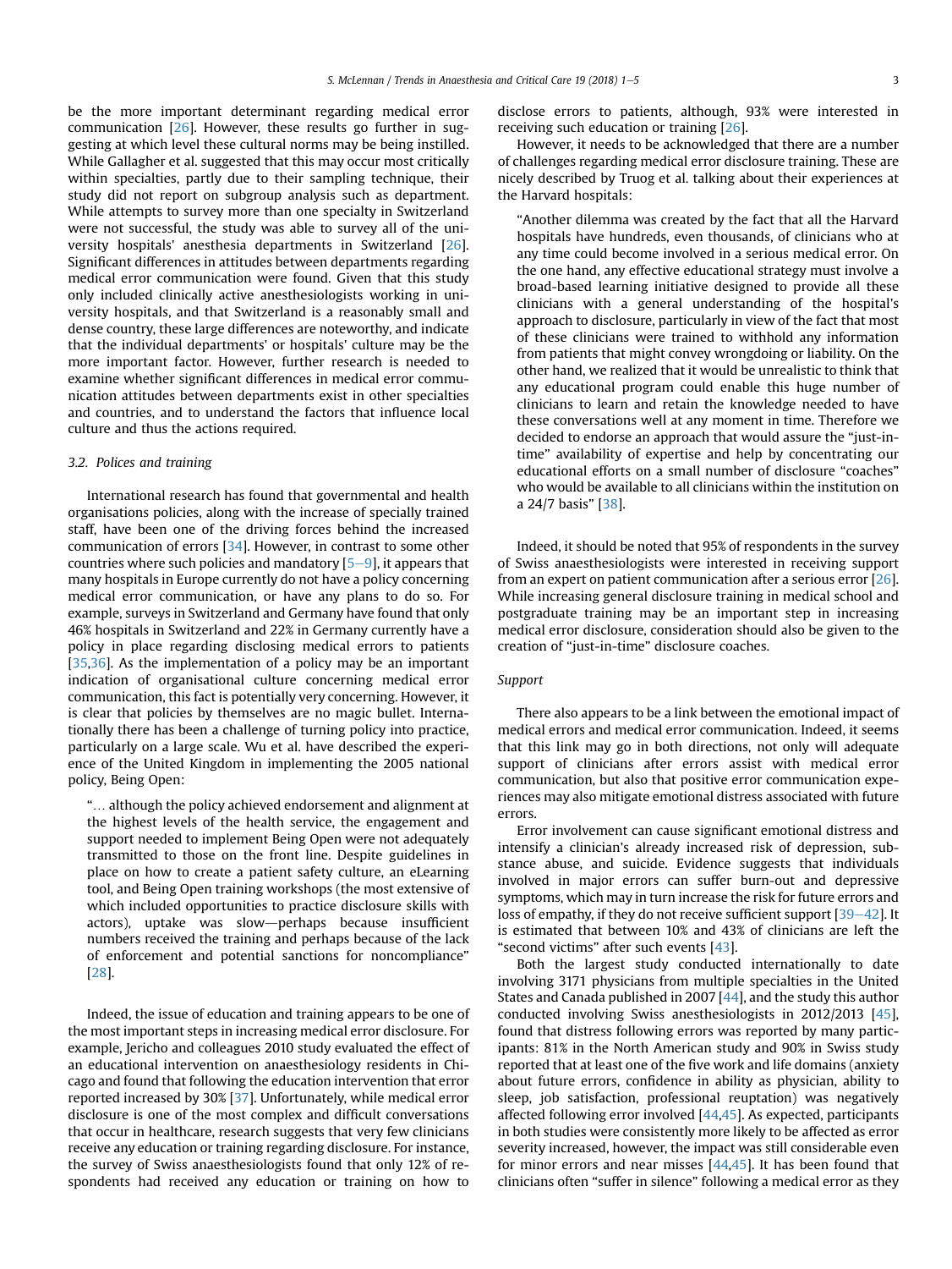be the more important determinant regarding medical error communication [26]. However, these results go further in suggesting at which level these cultural norms may be being instilled. While Gallagher et al. suggested that this may occur most critically within specialties, partly due to their sampling technique, their study did not report on subgroup analysis such as department. While attempts to survey more than one specialty in Switzerland were not successful, the study was able to survey all of the university hospitals' anesthesia departments in Switzerland [26]. Significant differences in attitudes between departments regarding medical error communication were found. Given that this study only included clinically active anesthesiologists working in university hospitals, and that Switzerland is a reasonably small and dense country, these large differences are noteworthy, and indicate that the individual departments' or hospitals' culture may be the more important factor. However, further research is needed to examine whether significant differences in medical error communication attitudes between departments exist in other specialties and countries, and to understand the factors that influence local culture and thus the actions required.

### *3.2. Polices and training*

International research has found that governmental and health organisations policies, along with the increase of specially trained staff, have been one of the driving forces behind the increased communication of errors [34]. However, in contrast to some other countries where such policies and mandatory [5–9], it appears that many hospitals in Europe currently do not have a policy concerning medical error communication, or have any plans to do so. For example, surveys in Switzerland and Germany have found that only 46% hospitals in Switzerland and 22% in Germany currently have a policy in place regarding disclosing medical errors to patients [35,36]. As the implementation of a policy may be an important indication of organisational culture concerning medical error communication, this fact is potentially very concerning. However, it is clear that policies by themselves are no magic bullet. Internationally there has been a challenge of turning policy into practice, particularly on a large scale. Wu et al. have described the experience of the United Kingdom in implementing the 2005 national policy, Being Open:

> "… although the policy achieved endorsement and alignment at the highest levels of the health service, the engagement and support needed to implement Being Open were not adequately transmitted to those on the front line. Despite guidelines in place on how to create a patient safety culture, an eLearning tool, and Being Open training workshops (the most extensive of which included opportunities to practice disclosure skills with actors), uptake was slow—perhaps because insufficient numbers received the training and perhaps because of the lack of enforcement and potential sanctions for noncompliance" [28].

Indeed, the issue of education and training appears to be one of the most important steps in increasing medical error disclosure. For example, Jericho and colleagues 2010 study evaluated the effect of an educational intervention on anaesthesiology residents in Chicago and found that following the education intervention that error reported increased by 30% [37]. Unfortunately, while medical error disclosure is one of the most complex and difficult conversations that occur in healthcare, research suggests that very few clinicians receive any education or training regarding disclosure. For instance, the survey of Swiss anaesthesiologists found that only 12% of respondents had received any education or training on how to disclose errors to patients, although, 93% were interested in receiving such education or training [26].

However, it needs to be acknowledged that there are a number of challenges regarding medical error disclosure training. These are nicely described by Truog et al. talking about their experiences at the Harvard hospitals:

> "Another dilemma was created by the fact that all the Harvard hospitals have hundreds, even thousands, of clinicians who at any time could become involved in a serious medical error. On the one hand, any effective educational strategy must involve a broad-based learning initiative designed to provide all these clinicians with a general understanding of the hospital's approach to disclosure, particularly in view of the fact that most of these clinicians were trained to withhold any information from patients that might convey wrongdoing or liability. On the other hand, we realized that it would be unrealistic to think that any educational program could enable this huge number of clinicians to learn and retain the knowledge needed to have these conversations well at any moment in time. Therefore we decided to endorse an approach that would assure the "just-in-time" availability of expertise and help by concentrating our educational efforts on a small number of disclosure "coaches" who would be available to all clinicians within the institution on a 24/7 basis" [38].

Indeed, it should be noted that 95% of respondents in the survey of Swiss anaesthesiologists were interested in receiving support from an expert on patient communication after a serious error [26]. While increasing general disclosure training in medical school and postgraduate training may be an important step in increasing medical error disclosure, consideration should also be given to the creation of "just-in-time" disclosure coaches.

### *Support*

There also appears to be a link between the emotional impact of medical errors and medical error communication. Indeed, it seems that this link may go in both directions, not only will adequate support of clinicians after errors assist with medical error communication, but also that positive error communication experiences may also mitigate emotional distress associated with future errors.

Error involvement can cause significant emotional distress and intensify a clinician's already increased risk of depression, substance abuse, and suicide. Evidence suggests that individuals involved in major errors can suffer burn-out and depressive symptoms, which may in turn increase the risk for future errors and loss of empathy, if they do not receive sufficient support [39–42]. It is estimated that between 10% and 43% of clinicians are left the "second victims" after such events [43].

Both the largest study conducted internationally to date involving 3171 physicians from multiple specialties in the United States and Canada published in 2007 [44], and the study this author conducted involving Swiss anesthesiologists in 2012/2013 [45], found that distress following errors was reported by many participants: 81% in the North American study and 90% in Swiss study reported that at least one of the five work and life domains (anxiety about future errors, confidence in ability as physician, ability to sleep, job satisfaction, professional reuptation) was negatively affected following error involved [44,45]. As expected, participants in both studies were consistently more likely to be affected as error severity increased, however, the impact was still considerable even for minor errors and near misses [44,45]. It has been found that clinicians often "suffer in silence" following a medical error as they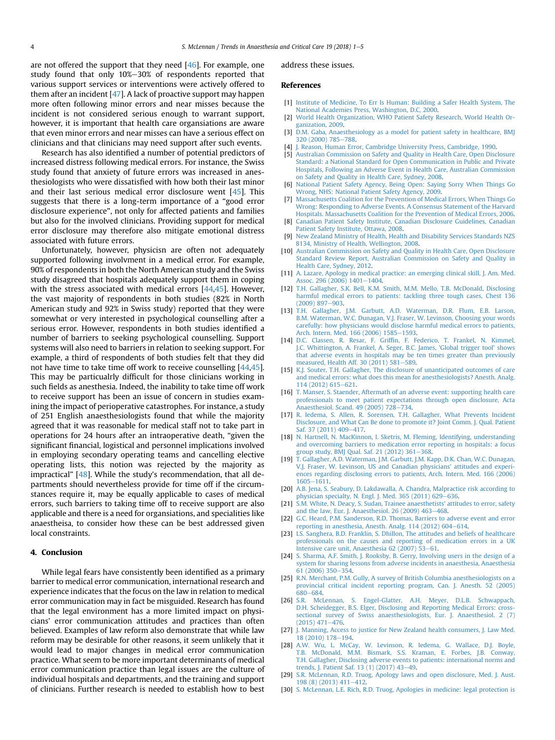are not offered the support that they need [46]. For example, one study found that only 10%–30% of respondents reported that various support services or interventions were actively offered to them after an incident [47]. A lack of proactive support may happen more often following minor errors and near misses because the incident is not considered serious enough to warrant support, however, it is important that health care organisations are aware that even minor errors and near misses can have a serious effect on clinicians and that clinicians may need support after such events.

Research has also identified a number of potential predictors of increased distress following medical errors. For instance, the Swiss study found that anxiety of future errors was increased in anesthesiologists who were dissatisfied with how both their last minor and their last serious medical error disclosure went [45]. This suggests that there is a long-term importance of a "good error disclosure experience", not only for affected patients and families but also for the involved clinicians. Providing support for medical error disclosure may therefore also mitigate emotional distress associated with future errors.

Unfortunately, however, physicisn are often not adequately supported following involvment in a medical error. For example, 90% of respondents in both the North American study and the Swiss study disagreed that hospitals adequately support them in coping with the stress associated with medical errors [44,45]. However, the vast majority of respondents in both studies (82% in North American study and 92% in Swiss study) reported that they were somewhat or very interested in psychological counselling after a serious error. However, respondents in both studies identified a number of barriers to seeking psychological counselling. Support systems will also need to barriers in relation to seeking support. For example, a third of respondents of both studies felt that they did not have time to take time off work to receive counselling [44,45]. This may be particualrly difficult for those clinicians working in such fields as anesthesia. Indeed, the inability to take time off work to receive support has been an issue of concern in studies examining the impact of perioperative catastrophes. For instance, a study of 251 English anaesthesiologists found that while the majority agreed that it was reasonable for medical staff not to take part in operations for 24 hours after an intraoperative death, "given the significant financial, logistical and personnel implications involved in employing secondary operating teams and cancelling elective operating lists, this notion was rejected by the majority as impractical" [48]. While the study's recommendation, that all departments should nevertheless provide for time off if the circumstances require it, may be equally applicable to cases of medical errors, such barriers to taking time off to receive support are also applicable and there is a need for organisations, and specialities like anaestheisa, to consider how these can be best addressed given local constraints.

## 4. Conclusion

While legal fears have consistently been identified as a primary barrier to medical error communication, international research and experience indicates that the focus on the law in relation to medical error communication may in fact be misguided. Research has found that the legal environment has a more limited impact on physicians' error communication attitudes and practices than often believed. Examples of law reform also demonstrate that while law reform may be desirable for other reasons, it seem unlikely that it would lead to major changes in medical error communication practice. What seem to be more important determinants of medical error communication practice than legal issues are the culture of individual hospitals and departments, and the training and support of clinicians. Further research is needed to establish how to best address these issues.

## References

[1] Institute of Medicine, To Err Is Human: Building a Safer Health System, The National Academies Press, Washington, D.C, 2000.
[2] World Health Organization, WHO Patient Safety Research, World Health Organization, 2009.
[3] D.M. Gaba, Anaesthesiology as a model for patient safety in healthcare, BMJ 320 (2000) 785–788.
[4] J. Reason, Human Error, Cambridge University Press, Cambridge, 1990.
[5] Australian Commission on Safety and Quality in Health Care, Open Disclosure Standard: a National Standard for Open Communication in Public and Private Hospitals, Following an Adverse Event in Health Care, Australian Commission on Safety and Quality in Health Care, Sydney, 2008.
[6] National Patient Safety Agency, Being Open: Saying Sorry When Things Go Wrong, NHS: National Patient Safety Agency, 2009.
[7] Massachusetts Coalition for the Prevention of Medical Errors, When Things Go Wrong: Responding to Adverse Events. A Consensus Statement of the Harvard Hospitals. Massachusetts Coalition for the Prevention of Medical Errors, 2006.
[8] Canadian Patient Safety Institute, Canadian Disclosure Guidelines, Canadian Patient Safety Institute, Ottawa, 2008.
[9] New Zealand Ministry of Health, Health and Disability Services Standards NZS 8134, Ministry of Health, Wellington, 2008.
[10] Australian Commission on Safety and Quality in Health Care, Open Disclosure Standard Review Report, Australian Commission on Safety and Quality in Health Care, Sydney, 2012.
[11] A. Lazare, Apology in medical practice: an emerging clinical skill, J. Am. Med. Assoc. 296 (2006) 1401–1404.
[12] T.H. Gallagher, S.K. Bell, K.M. Smith, M.M. Mello, T.B. McDonald, Disclosing harmful medical errors to patients: tackling three tough cases, Chest 136 (2009) 897–903.
[13] T.H. Gallagher, J.M. Garbutt, A.D. Waterman, D.R. Flum, E.B. Larson, B.M. Waterman, W.C. Dunagan, V.J. Fraser, W. Levinson, Choosing your words carefully: how physicians would disclose harmful medical errors to patients, Arch. Intern. Med. 166 (2006) 1585–1593.
[14] D.C. Classen, R. Resar, F. Griffin, F. Federico, T. Frankel, N. Kimmel, J.C. Whittington, A. Frankel, A. Seger, B.C. James, 'Global trigger tool' shows that adverse events in hospitals may be ten times greater than previously measured, Health Aff. 30 (2011) 581–589.
[15] K.J. Souter, T.H. Gallagher, The disclosure of unanticipated outcomes of care and medical errors: what does this mean for anesthesiologists? Anesth. Analg. 114 (2012) 615–621.
[16] T. Manser, S. Staender, Aftermath of an adverse event: supporting health care professionals to meet patient expectations through open disclosure, Acta Anaesthesiol. Scand. 49 (2005) 728–734.
[17] R. Iedema, S. Allen, R. Sorensen, T.H. Gallagher, What Prevents Incident Disclosure, and What Can Be done to promote it? Joint Comm. J. Qual. Patient Saf. 37 (2011) 409–417.
[18] N. Hartnell, N. MacKinnon, I. Sketris, M. Fleming, Identifying, understanding and overcoming barriers to medication error reporting in hospitals: a focus group study, BMJ Qual. Saf. 21 (2012) 361–368.
[19] T. Gallagher, A.D. Waterman, J.M. Garbutt, J.M. Kapp, D.K. Chan, W.C. Dunagan, V.J. Fraser, W. Levinson, US and Canadian physicians' attitudes and experiences regarding disclosing errors to patients, Arch. Intern. Med. 166 (2006) 1605–1611.
[20] A.B. Jena, S. Seabury, D. Lakdawalla, A. Chandra, Malpractice risk according to physician specialty, N. Engl. J. Med. 365 (2011) 629–636.
[21] S.M. White, N. Deacy, S. Sudan, Trainee anaesthetists' attitudes to error, safety and the law, Eur. J. Anaesthesiol. 26 (2009) 463–468.
[22] G.C. Heard, P.M. Sanderson, R.D. Thomas, Barriers to adverse event and error reporting in anesthesia, Anesth. Analg. 114 (2012) 604–614.
[23] I.S. Sanghera, B.D. Franklin, S. Dhillon, The attitudes and beliefs of healthcare professionals on the causes and reporting of medication errors in a UK Intensive care unit, Anaesthesia 62 (2007) 53–61.
[24] S. Sharma, A.F. Smith, J. Rooksby, B. Gerry, Involving users in the design of a system for sharing lessons from adverse incidents in anaesthesia, Anaesthesia 61 (2006) 350–354.
[25] R.N. Merchant, P.M. Gully, A survey of British Columbia anesthesiologists on a provincial critical incident reporting program, Can. J. Anesth. 52 (2005) 680–684.
[26] S.R. McLennan, S. Engel-Glatter, A.H. Meyer, D.L.B. Schwappach, D.H. Scheidegger, B.S. Elger, Disclosing and Reporting Medical Errors: cross-sectional survey of Swiss anaesthesiologists, Eur. J. Anaesthesiol. 2 (7) (2015) 471–476.
[27] J. Manning, Access to justice for New Zealand health consumers, J. Law Med. 18 (2010) 178–194.
[28] A.W. Wu, L. McCay, W. Levinson, R. Iedema, G. Wallace, D.J. Boyle, T.B. McDonald, M.M. Bismark, S.S. Kraman, E. Forbes, J.B. Conway, T.H. Gallagher, Disclosing adverse events to patients: international norms and trends, J. Patient Saf. 13 (1) (2017) 43–49.
[29] S.R. McLennan, R.D. Truog, Apology laws and open disclosure, Med. J. Aust. 198 (8) (2013) 411–412.
[30] S. McLennan, L.E. Rich, R.D. Truog, Apologies in medicine: legal protection is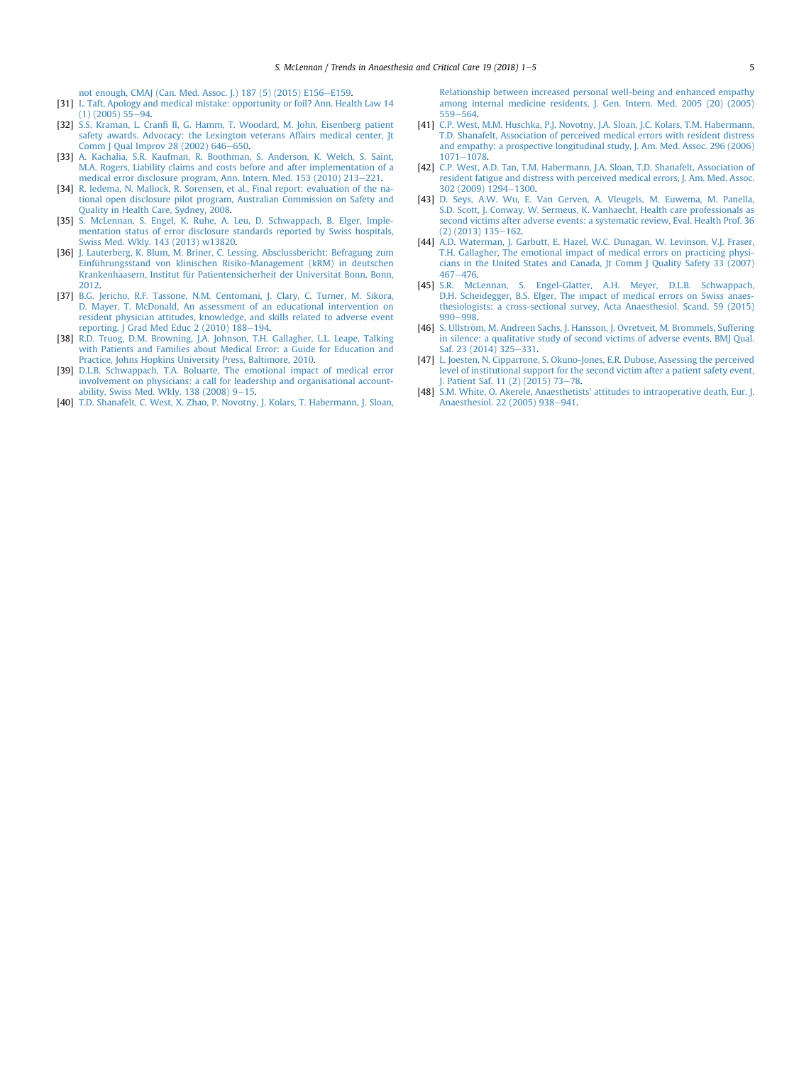not enough, CMAJ (Can. Med. Assoc. J.) 187 (5) (2015) E156–E159.

[31] L. Taft, Apology and medical mistake: opportunity or foil? Ann. Health Law 14 (1) (2005) 55–94.

[32] S.S. Kraman, L. Cranfi ll, G. Hamm, T. Woodard, M. John, Eisenberg patient safety awards. Advocacy: the Lexington veterans Affairs medical center, Jt Comm J Qual Improv 28 (2002) 646–650.

[33] A. Kachalia, S.R. Kaufman, R. Boothman, S. Anderson, K. Welch, S. Saint, M.A. Rogers, Liability claims and costs before and after implementation of a medical error disclosure program, Ann. Intern. Med. 153 (2010) 213–221.

[34] R. Iedema, N. Mallock, R. Sorensen, et al., Final report: evaluation of the national open disclosure pilot program, Australian Commission on Safety and Quality in Health Care, Sydney, 2008.

[35] S. McLennan, S. Engel, K. Ruhe, A. Leu, D. Schwappach, B. Elger, Implementation status of error disclosure standards reported by Swiss hospitals, Swiss Med. Wkly. 143 (2013) w13820.

[36] J. Lauterberg, K. Blum, M. Briner, C. Lessing, Absclussbericht: Befragung zum Einführungsstand von klinischen Risiko-Management (kRM) in deutschen Krankenhäasern, Institut für Patientensicherheit der Universität Bonn, Bonn, 2012.

[37] B.G. Jericho, R.F. Tassone, N.M. Centomani, J. Clary, C. Turner, M. Sikora, D. Mayer, T. McDonald, An assessment of an educational intervention on resident physician attitudes, knowledge, and skills related to adverse event reporting, J Grad Med Educ 2 (2010) 188–194.

[38] R.D. Truog, D.M. Browning, J.A. Johnson, T.H. Gallagher, L.L. Leape, Talking with Patients and Families about Medical Error: a Guide for Education and Practice, Johns Hopkins University Press, Baltimore, 2010.

[39] D.L.B. Schwappach, T.A. Boluarte, The emotional impact of medical error involvement on physicians: a call for leadership and organisational accountability, Swiss Med. Wkly. 138 (2008) 9–15.

[40] T.D. Shanafelt, C. West, X. Zhao, P. Novotny, J. Kolars, T. Habermann, J. Sloan, Relationship between increased personal well-being and enhanced empathy among internal medicine residents, J. Gen. Intern. Med. 2005 (20) (2005) 559–564.

[41] C.P. West, M.M. Huschka, P.J. Novotny, J.A. Sloan, J.C. Kolars, T.M. Habermann, T.D. Shanafelt, Association of perceived medical errors with resident distress and empathy: a prospective longitudinal study, J. Am. Med. Assoc. 296 (2006) 1071–1078.

[42] C.P. West, A.D. Tan, T.M. Habermann, J.A. Sloan, T.D. Shanafelt, Association of resident fatigue and distress with perceived medical errors, J. Am. Med. Assoc. 302 (2009) 1294–1300.

[43] D. Seys, A.W. Wu, E. Van Gerven, A. Vleugels, M. Euwema, M. Panella, S.D. Scott, J. Conway, W. Sermeus, K. Vanhaecht, Health care professionals as second victims after adverse events: a systematic review, Eval. Health Prof. 36 (2) (2013) 135–162.

[44] A.D. Waterman, J. Garbutt, E. Hazel, W.C. Dunagan, W. Levinson, V.J. Fraser, T.H. Gallagher, The emotional impact of medical errors on practicing physicians in the United States and Canada, Jt Comm J Quality Safety 33 (2007) 467–476.

[45] S.R. McLennan, S. Engel-Glatter, A.H. Meyer, D.L.B. Schwappach, D.H. Scheidegger, B.S. Elger, The impact of medical errors on Swiss anaesthesiologists: a cross-sectional survey, Acta Anaesthesiol. Scand. 59 (2015) 990–998.

[46] S. Ullström, M. Andreen Sachs, J. Hansson, J. Ovretveit, M. Brommels, Suffering in silence: a qualitative study of second victims of adverse events, BMJ Qual. Saf. 23 (2014) 325–331.

[47] L. Joesten, N. Cipparrone, S. Okuno-Jones, E.R. Dubose, Assessing the perceived level of institutional support for the second victim after a patient safety event, J. Patient Saf. 11 (2) (2015) 73–78.

[48] S.M. White, O. Akerele, Anaesthetists' attitudes to intraoperative death, Eur. J. Anaesthesiol. 22 (2005) 938–941.